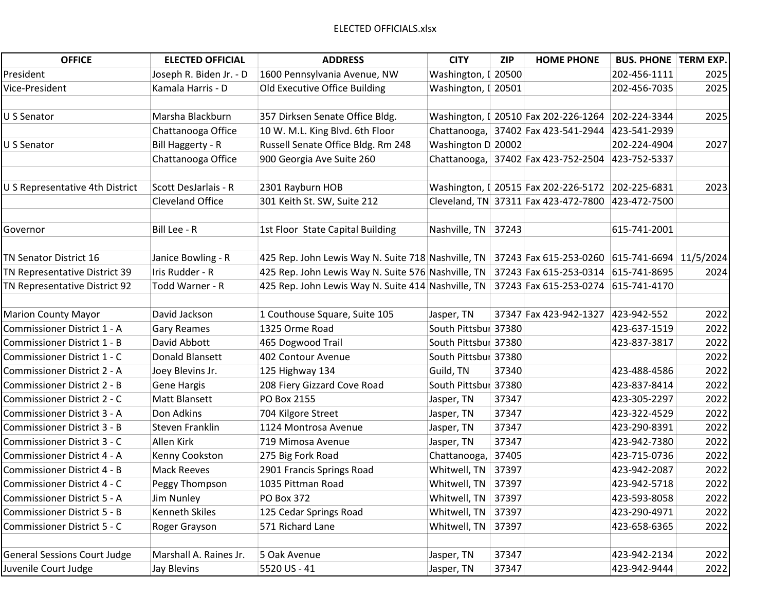ELECTED OFFICIALS.xlsx

| OFFICE | ELECTED OFFICIAL | ADDRESS | CITY | ZIP | HOME PHONE | BUS. PHONE | TERM EXP. |
|---|---|---|---|---|---|---|---|
| President | Joseph R. Biden Jr. - D | 1600 Pennsylvania Avenue, NW | Washington, D | 20500 | | 202-456-1111 | 2025 |
| Vice-President | Kamala Harris - D | Old Executive Office Building | Washington, D | 20501 | | 202-456-7035 | 2025 |
| | | | | | | | |
| U S Senator | Marsha Blackburn | 357 Dirksen Senate Office Bldg. | Washington, D | 20510 | Fax 202-226-1264 | 202-224-3344 | 2025 |
| | Chattanooga Office | 10 W. M.L. King Blvd. 6th Floor | Chattanooga, | 37402 | Fax 423-541-2944 | 423-541-2939 | |
| U S Senator | Bill Haggerty - R | Russell Senate Office Bldg. Rm 248 | Washington D | 20002 | | 202-224-4904 | 2027 |
| | Chattanooga Office | 900 Georgia Ave Suite 260 | Chattanooga, | 37402 | Fax 423-752-2504 | 423-752-5337 | |
| | | | | | | | |
| U S Representative 4th District | Scott DesJarlais - R | 2301 Rayburn HOB | Washington, D | 20515 | Fax 202-226-5172 | 202-225-6831 | 2023 |
| | Cleveland Office | 301 Keith St. SW, Suite 212 | Cleveland, TN | 37311 | Fax 423-472-7800 | 423-472-7500 | |
| | | | | | | | |
| Governor | Bill Lee - R | 1st Floor State Capital Building | Nashville, TN | 37243 | | 615-741-2001 | |
| | | | | | | | |
| TN Senator District 16 | Janice Bowling - R | 425 Rep. John Lewis Way N. Suite 718 | Nashville, TN | 37243 | Fax 615-253-0260 | 615-741-6694 | 11/5/2024 |
| TN Representative District 39 | Iris Rudder - R | 425 Rep. John Lewis Way N. Suite 576 | Nashville, TN | 37243 | Fax 615-253-0314 | 615-741-8695 | 2024 |
| TN Representative District 92 | Todd Warner - R | 425 Rep. John Lewis Way N. Suite 414 | Nashville, TN | 37243 | Fax 615-253-0274 | 615-741-4170 | |
| | | | | | | | |
| Marion County Mayor | David Jackson | 1 Couthouse Square, Suite 105 | Jasper, TN | 37347 | Fax 423-942-1327 | 423-942-552 | 2022 |
| Commissioner District 1 - A | Gary Reames | 1325 Orme Road | South Pittsbur | 37380 | | 423-637-1519 | 2022 |
| Commissioner District 1 - B | David Abbott | 465 Dogwood Trail | South Pittsbur | 37380 | | 423-837-3817 | 2022 |
| Commissioner District 1 - C | Donald Blansett | 402 Contour Avenue | South Pittsbur | 37380 | | | 2022 |
| Commissioner District 2 - A | Joey Blevins Jr. | 125 Highway 134 | Guild, TN | 37340 | | 423-488-4586 | 2022 |
| Commissioner District 2 - B | Gene Hargis | 208 Fiery Gizzard Cove Road | South Pittsbur | 37380 | | 423-837-8414 | 2022 |
| Commissioner District 2 - C | Matt Blansett | PO Box 2155 | Jasper, TN | 37347 | | 423-305-2297 | 2022 |
| Commissioner District 3 - A | Don Adkins | 704 Kilgore Street | Jasper, TN | 37347 | | 423-322-4529 | 2022 |
| Commissioner District 3 - B | Steven Franklin | 1124 Montrosa Avenue | Jasper, TN | 37347 | | 423-290-8391 | 2022 |
| Commissioner District 3 - C | Allen Kirk | 719 Mimosa Avenue | Jasper, TN | 37347 | | 423-942-7380 | 2022 |
| Commissioner District 4 - A | Kenny Cookston | 275 Big Fork Road | Chattanooga, | 37405 | | 423-715-0736 | 2022 |
| Commissioner District 4 - B | Mack Reeves | 2901 Francis Springs Road | Whitwell, TN | 37397 | | 423-942-2087 | 2022 |
| Commissioner District 4 - C | Peggy Thompson | 1035 Pittman Road | Whitwell, TN | 37397 | | 423-942-5718 | 2022 |
| Commissioner District 5 - A | Jim Nunley | PO Box 372 | Whitwell, TN | 37397 | | 423-593-8058 | 2022 |
| Commissioner District 5 - B | Kenneth Skiles | 125 Cedar Springs Road | Whitwell, TN | 37397 | | 423-290-4971 | 2022 |
| Commissioner District 5 - C | Roger Grayson | 571 Richard Lane | Whitwell, TN | 37397 | | 423-658-6365 | 2022 |
| | | | | | | | |
| General Sessions Court Judge | Marshall A. Raines Jr. | 5 Oak Avenue | Jasper, TN | 37347 | | 423-942-2134 | 2022 |
| Juvenile Court Judge | Jay Blevins | 5520 US - 41 | Jasper, TN | 37347 | | 423-942-9444 | 2022 |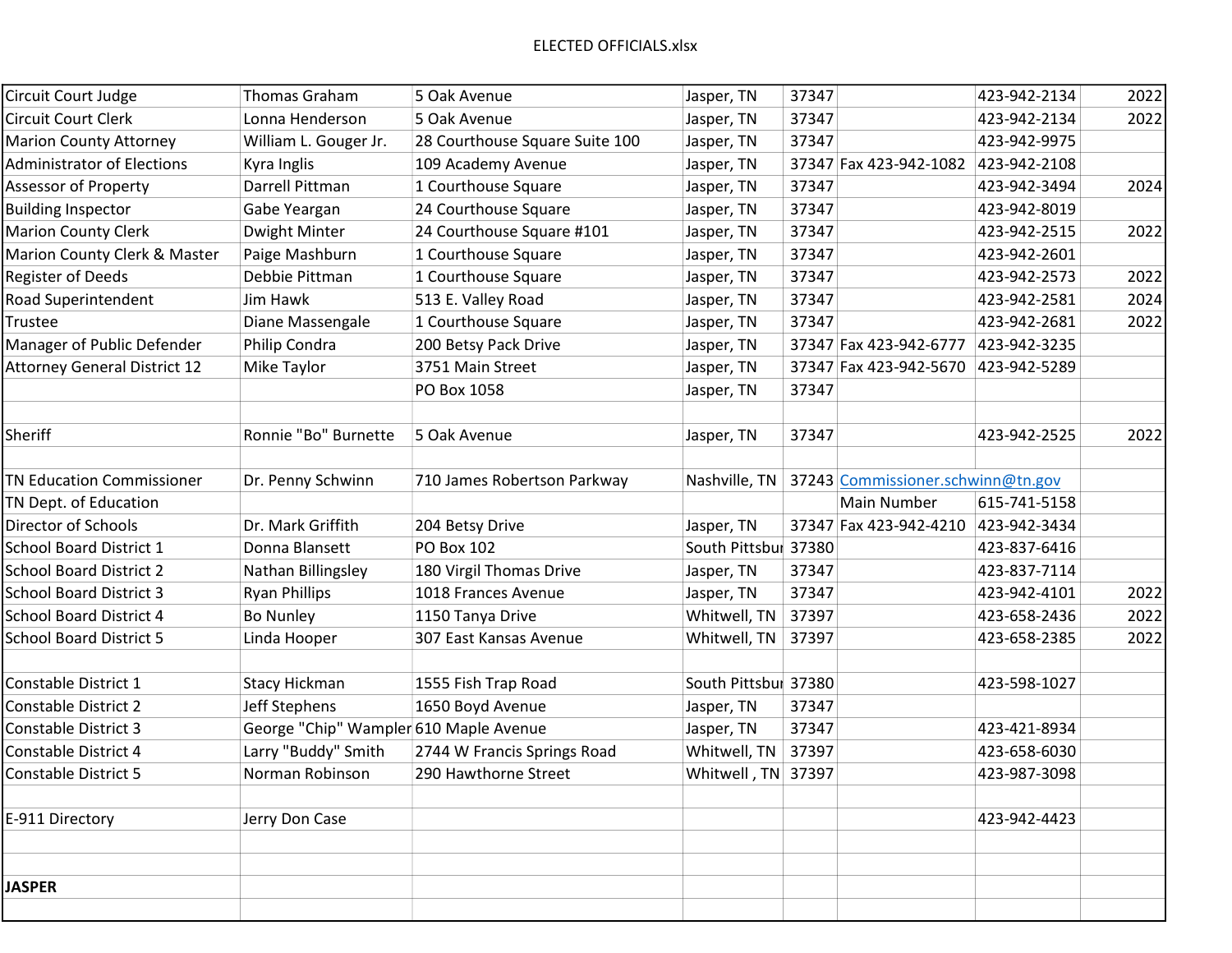ELECTED OFFICIALS.xlsx

| | | | | | | | |
|---|---|---|---|---|---|---|---|
| Circuit Court Judge | Thomas Graham | 5 Oak Avenue | Jasper, TN | 37347 | | 423-942-2134 | 2022 |
| Circuit Court Clerk | Lonna Henderson | 5 Oak Avenue | Jasper, TN | 37347 | | 423-942-2134 | 2022 |
| Marion County Attorney | William L. Gouger Jr. | 28 Courthouse Square Suite 100 | Jasper, TN | 37347 | | 423-942-9975 | |
| Administrator of Elections | Kyra Inglis | 109 Academy Avenue | Jasper, TN | 37347 | Fax 423-942-1082 | 423-942-2108 | |
| Assessor of Property | Darrell Pittman | 1 Courthouse Square | Jasper, TN | 37347 | | 423-942-3494 | 2024 |
| Building Inspector | Gabe Yeargan | 24 Courthouse Square | Jasper, TN | 37347 | | 423-942-8019 | |
| Marion County Clerk | Dwight Minter | 24 Courthouse Square #101 | Jasper, TN | 37347 | | 423-942-2515 | 2022 |
| Marion County Clerk & Master | Paige Mashburn | 1 Courthouse Square | Jasper, TN | 37347 | | 423-942-2601 | |
| Register of Deeds | Debbie Pittman | 1 Courthouse Square | Jasper, TN | 37347 | | 423-942-2573 | 2022 |
| Road Superintendent | Jim Hawk | 513 E. Valley Road | Jasper, TN | 37347 | | 423-942-2581 | 2024 |
| Trustee | Diane Massengale | 1 Courthouse Square | Jasper, TN | 37347 | | 423-942-2681 | 2022 |
| Manager of Public Defender | Philip Condra | 200 Betsy Pack Drive | Jasper, TN | 37347 | Fax 423-942-6777 | 423-942-3235 | |
| Attorney General District 12 | Mike Taylor | 3751 Main Street | Jasper, TN | 37347 | Fax 423-942-5670 | 423-942-5289 | |
| | | PO Box 1058 | Jasper, TN | 37347 | | | |
| | | | | | | | |
| Sheriff | Ronnie "Bo" Burnette | 5 Oak Avenue | Jasper, TN | 37347 | | 423-942-2525 | 2022 |
| | | | | | | | |
| TN Education Commissioner | Dr. Penny Schwinn | 710 James Robertson Parkway | Nashville, TN | 37243 | Commissioner.schwinn@tn.gov | | |
| TN Dept. of Education | | | | | Main Number | 615-741-5158 | |
| Director of Schools | Dr. Mark Griffith | 204 Betsy Drive | Jasper, TN | 37347 | Fax 423-942-4210 | 423-942-3434 | |
| School Board District 1 | Donna Blansett | PO Box 102 | South Pittsbur | 37380 | | 423-837-6416 | |
| School Board District 2 | Nathan Billingsley | 180 Virgil Thomas Drive | Jasper, TN | 37347 | | 423-837-7114 | |
| School Board District 3 | Ryan Phillips | 1018 Frances Avenue | Jasper, TN | 37347 | | 423-942-4101 | 2022 |
| School Board District 4 | Bo Nunley | 1150 Tanya Drive | Whitwell, TN | 37397 | | 423-658-2436 | 2022 |
| School Board District 5 | Linda Hooper | 307 East Kansas Avenue | Whitwell, TN | 37397 | | 423-658-2385 | 2022 |
| | | | | | | | |
| Constable District 1 | Stacy Hickman | 1555 Fish Trap Road | South Pittsbur | 37380 | | 423-598-1027 | |
| Constable District 2 | Jeff Stephens | 1650 Boyd Avenue | Jasper, TN | 37347 | | | |
| Constable District 3 | George "Chip" Wampler | 610 Maple Avenue | Jasper, TN | 37347 | | 423-421-8934 | |
| Constable District 4 | Larry "Buddy" Smith | 2744 W Francis Springs Road | Whitwell, TN | 37397 | | 423-658-6030 | |
| Constable District 5 | Norman Robinson | 290 Hawthorne Street | Whitwell , TN | 37397 | | 423-987-3098 | |
| | | | | | | | |
| E-911 Directory | Jerry Don Case | | | | | 423-942-4423 | |
| | | | | | | | |
| | | | | | | | |
| **JASPER** | | | | | | | |
| | | | | | | | |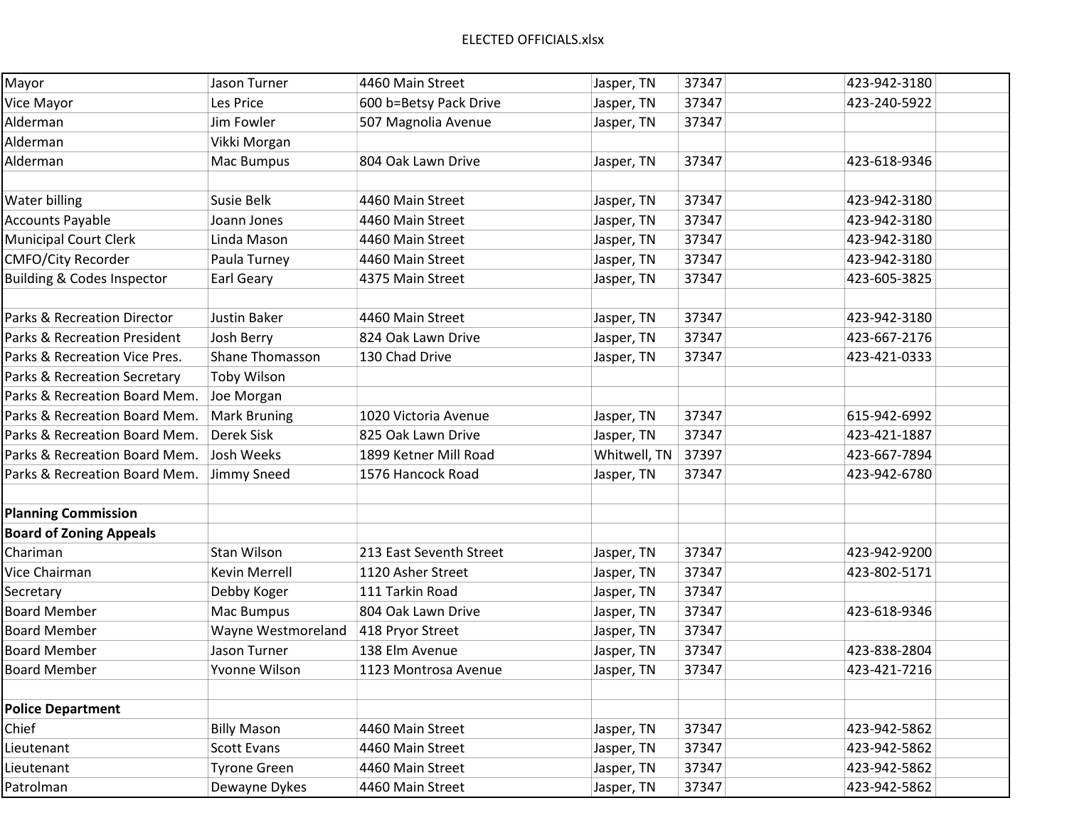| Mayor | Jason Turner | 4460 Main Street | Jasper, TN | 37347 | 423-942-3180 |
|---|---|---|---|---|---|
| Vice Mayor | Les Price | 600 b=Betsy Pack Drive | Jasper, TN | 37347 | 423-240-5922 |
| Alderman | Jim Fowler | 507 Magnolia Avenue | Jasper, TN | 37347 | |
| Alderman | Vikki Morgan | | | | |
| Alderman | Mac Bumpus | 804 Oak Lawn Drive | Jasper, TN | 37347 | 423-618-9346 |
| | | | | | |
| Water billing | Susie Belk | 4460 Main Street | Jasper, TN | 37347 | 423-942-3180 |
| Accounts Payable | Joann Jones | 4460 Main Street | Jasper, TN | 37347 | 423-942-3180 |
| Municipal Court Clerk | Linda Mason | 4460 Main Street | Jasper, TN | 37347 | 423-942-3180 |
| CMFO/City Recorder | Paula Turney | 4460 Main Street | Jasper, TN | 37347 | 423-942-3180 |
| Building & Codes Inspector | Earl Geary | 4375 Main Street | Jasper, TN | 37347 | 423-605-3825 |
| | | | | | |
| Parks & Recreation Director | Justin Baker | 4460 Main Street | Jasper, TN | 37347 | 423-942-3180 |
| Parks & Recreation President | Josh Berry | 824 Oak Lawn Drive | Jasper, TN | 37347 | 423-667-2176 |
| Parks & Recreation Vice Pres. | Shane Thomasson | 130 Chad Drive | Jasper, TN | 37347 | 423-421-0333 |
| Parks & Recreation Secretary | Toby Wilson | | | | |
| Parks & Recreation Board Mem. | Joe Morgan | | | | |
| Parks & Recreation Board Mem. | Mark Bruning | 1020 Victoria Avenue | Jasper, TN | 37347 | 615-942-6992 |
| Parks & Recreation Board Mem. | Derek Sisk | 825 Oak Lawn Drive | Jasper, TN | 37347 | 423-421-1887 |
| Parks & Recreation Board Mem. | Josh Weeks | 1899 Ketner Mill Road | Whitwell, TN | 37397 | 423-667-7894 |
| Parks & Recreation Board Mem. | Jimmy Sneed | 1576 Hancock Road | Jasper, TN | 37347 | 423-942-6780 |
| | | | | | |
| **Planning Commission** | | | | | |
| **Board of Zoning Appeals** | | | | | |
| Chariman | Stan Wilson | 213 East Seventh Street | Jasper, TN | 37347 | 423-942-9200 |
| Vice Chairman | Kevin Merrell | 1120 Asher Street | Jasper, TN | 37347 | 423-802-5171 |
| Secretary | Debby Koger | 111 Tarkin Road | Jasper, TN | 37347 | |
| Board Member | Mac Bumpus | 804 Oak Lawn Drive | Jasper, TN | 37347 | 423-618-9346 |
| Board Member | Wayne Westmoreland | 418 Pryor Street | Jasper, TN | 37347 | |
| Board Member | Jason Turner | 138 Elm Avenue | Jasper, TN | 37347 | 423-838-2804 |
| Board Member | Yvonne Wilson | 1123 Montrosa Avenue | Jasper, TN | 37347 | 423-421-7216 |
| | | | | | |
| **Police Department** | | | | | |
| Chief | Billy Mason | 4460 Main Street | Jasper, TN | 37347 | 423-942-5862 |
| Lieutenant | Scott Evans | 4460 Main Street | Jasper, TN | 37347 | 423-942-5862 |
| Lieutenant | Tyrone Green | 4460 Main Street | Jasper, TN | 37347 | 423-942-5862 |
| Patrolman | Dewayne Dykes | 4460 Main Street | Jasper, TN | 37347 | 423-942-5862 |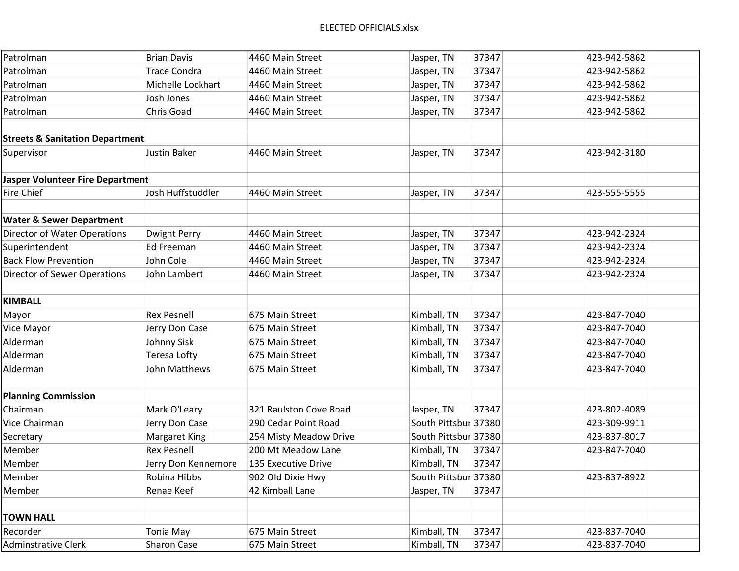| | | | | | | | |
|---|---|---|---|---|---|---|---|
| Patrolman | Brian Davis | 4460 Main Street | Jasper, TN | 37347 | | 423-942-5862 | |
| Patrolman | Trace Condra | 4460 Main Street | Jasper, TN | 37347 | | 423-942-5862 | |
| Patrolman | Michelle Lockhart | 4460 Main Street | Jasper, TN | 37347 | | 423-942-5862 | |
| Patrolman | Josh Jones | 4460 Main Street | Jasper, TN | 37347 | | 423-942-5862 | |
| Patrolman | Chris Goad | 4460 Main Street | Jasper, TN | 37347 | | 423-942-5862 | |
| | | | | | | | |
| **Streets & Sanitation Department** | | | | | | | |
| Supervisor | Justin Baker | 4460 Main Street | Jasper, TN | 37347 | | 423-942-3180 | |
| | | | | | | | |
| **Jasper Volunteer Fire Department** | | | | | | | |
| Fire Chief | Josh Huffstuddler | 4460 Main Street | Jasper, TN | 37347 | | 423-555-5555 | |
| | | | | | | | |
| **Water & Sewer Department** | | | | | | | |
| Director of Water Operations | Dwight Perry | 4460 Main Street | Jasper, TN | 37347 | | 423-942-2324 | |
| Superintendent | Ed Freeman | 4460 Main Street | Jasper, TN | 37347 | | 423-942-2324 | |
| Back Flow Prevention | John Cole | 4460 Main Street | Jasper, TN | 37347 | | 423-942-2324 | |
| Director of Sewer Operations | John Lambert | 4460 Main Street | Jasper, TN | 37347 | | 423-942-2324 | |
| | | | | | | | |
| **KIMBALL** | | | | | | | |
| Mayor | Rex Pesnell | 675 Main Street | Kimball, TN | 37347 | | 423-847-7040 | |
| Vice Mayor | Jerry Don Case | 675 Main Street | Kimball, TN | 37347 | | 423-847-7040 | |
| Alderman | Johnny Sisk | 675 Main Street | Kimball, TN | 37347 | | 423-847-7040 | |
| Alderman | Teresa Lofty | 675 Main Street | Kimball, TN | 37347 | | 423-847-7040 | |
| Alderman | John Matthews | 675 Main Street | Kimball, TN | 37347 | | 423-847-7040 | |
| | | | | | | | |
| **Planning Commission** | | | | | | | |
| Chairman | Mark O'Leary | 321 Raulston Cove Road | Jasper, TN | 37347 | | 423-802-4089 | |
| Vice Chairman | Jerry Don Case | 290 Cedar Point Road | South Pittsbur | 37380 | | 423-309-9911 | |
| Secretary | Margaret King | 254 Misty Meadow Drive | South Pittsbur | 37380 | | 423-837-8017 | |
| Member | Rex Pesnell | 200 Mt Meadow Lane | Kimball, TN | 37347 | | 423-847-7040 | |
| Member | Jerry Don Kennemore | 135 Executive Drive | Kimball, TN | 37347 | | | |
| Member | Robina Hibbs | 902 Old Dixie Hwy | South Pittsbur | 37380 | | 423-837-8922 | |
| Member | Renae Keef | 42 Kimball Lane | Jasper, TN | 37347 | | | |
| | | | | | | | |
| **TOWN HALL** | | | | | | | |
| Recorder | Tonia May | 675 Main Street | Kimball, TN | 37347 | | 423-837-7040 | |
| Adminstrative Clerk | Sharon Case | 675 Main Street | Kimball, TN | 37347 | | 423-837-7040 | |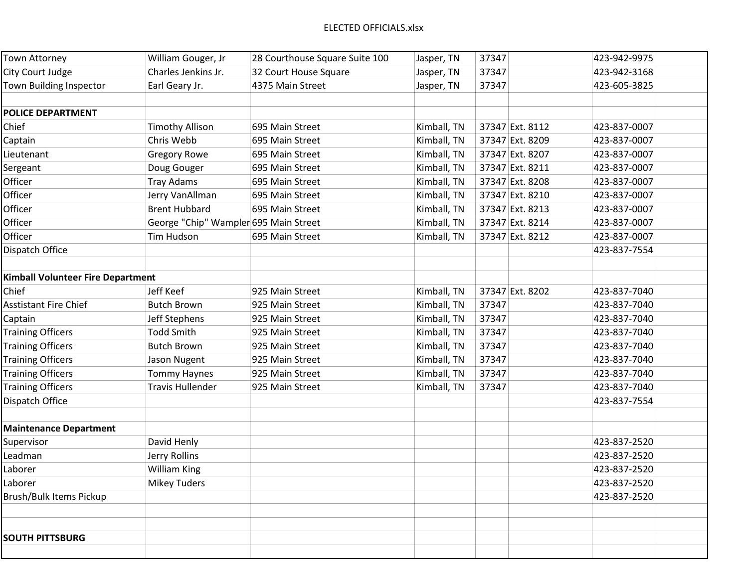ELECTED OFFICIALS.xlsx

| | | | | | | | |
|---|---|---|---|---|---|---|---|
| Town Attorney | William Gouger, Jr | 28 Courthouse Square Suite 100 | Jasper, TN | 37347 | | 423-942-9975 | |
| City Court Judge | Charles Jenkins Jr. | 32 Court House Square | Jasper, TN | 37347 | | 423-942-3168 | |
| Town Building Inspector | Earl Geary Jr. | 4375 Main Street | Jasper, TN | 37347 | | 423-605-3825 | |
| | | | | | | | |
| **POLICE DEPARTMENT** | | | | | | | |
| Chief | Timothy Allison | 695 Main Street | Kimball, TN | 37347 | Ext. 8112 | 423-837-0007 | |
| Captain | Chris Webb | 695 Main Street | Kimball, TN | 37347 | Ext. 8209 | 423-837-0007 | |
| Lieutenant | Gregory Rowe | 695 Main Street | Kimball, TN | 37347 | Ext. 8207 | 423-837-0007 | |
| Sergeant | Doug Gouger | 695 Main Street | Kimball, TN | 37347 | Ext. 8211 | 423-837-0007 | |
| Officer | Tray Adams | 695 Main Street | Kimball, TN | 37347 | Ext. 8208 | 423-837-0007 | |
| Officer | Jerry VanAllman | 695 Main Street | Kimball, TN | 37347 | Ext. 8210 | 423-837-0007 | |
| Officer | Brent Hubbard | 695 Main Street | Kimball, TN | 37347 | Ext. 8213 | 423-837-0007 | |
| Officer | George "Chip" Wampler | 695 Main Street | Kimball, TN | 37347 | Ext. 8214 | 423-837-0007 | |
| Officer | Tim Hudson | 695 Main Street | Kimball, TN | 37347 | Ext. 8212 | 423-837-0007 | |
| Dispatch Office | | | | | | 423-837-7554 | |
| | | | | | | | |
| **Kimball Volunteer Fire Department** | | | | | | | |
| Chief | Jeff Keef | 925 Main Street | Kimball, TN | 37347 | Ext. 8202 | 423-837-7040 | |
| Asstistant Fire Chief | Butch Brown | 925 Main Street | Kimball, TN | 37347 | | 423-837-7040 | |
| Captain | Jeff Stephens | 925 Main Street | Kimball, TN | 37347 | | 423-837-7040 | |
| Training Officers | Todd Smith | 925 Main Street | Kimball, TN | 37347 | | 423-837-7040 | |
| Training Officers | Butch Brown | 925 Main Street | Kimball, TN | 37347 | | 423-837-7040 | |
| Training Officers | Jason Nugent | 925 Main Street | Kimball, TN | 37347 | | 423-837-7040 | |
| Training Officers | Tommy Haynes | 925 Main Street | Kimball, TN | 37347 | | 423-837-7040 | |
| Training Officers | Travis Hullender | 925 Main Street | Kimball, TN | 37347 | | 423-837-7040 | |
| Dispatch Office | | | | | | 423-837-7554 | |
| | | | | | | | |
| **Maintenance Department** | | | | | | | |
| Supervisor | David Henly | | | | | 423-837-2520 | |
| Leadman | Jerry Rollins | | | | | 423-837-2520 | |
| Laborer | William King | | | | | 423-837-2520 | |
| Laborer | Mikey Tuders | | | | | 423-837-2520 | |
| Brush/Bulk Items Pickup | | | | | | 423-837-2520 | |
| | | | | | | | |
| | | | | | | | |
| **SOUTH PITTSBURG** | | | | | | | |
| | | | | | | | |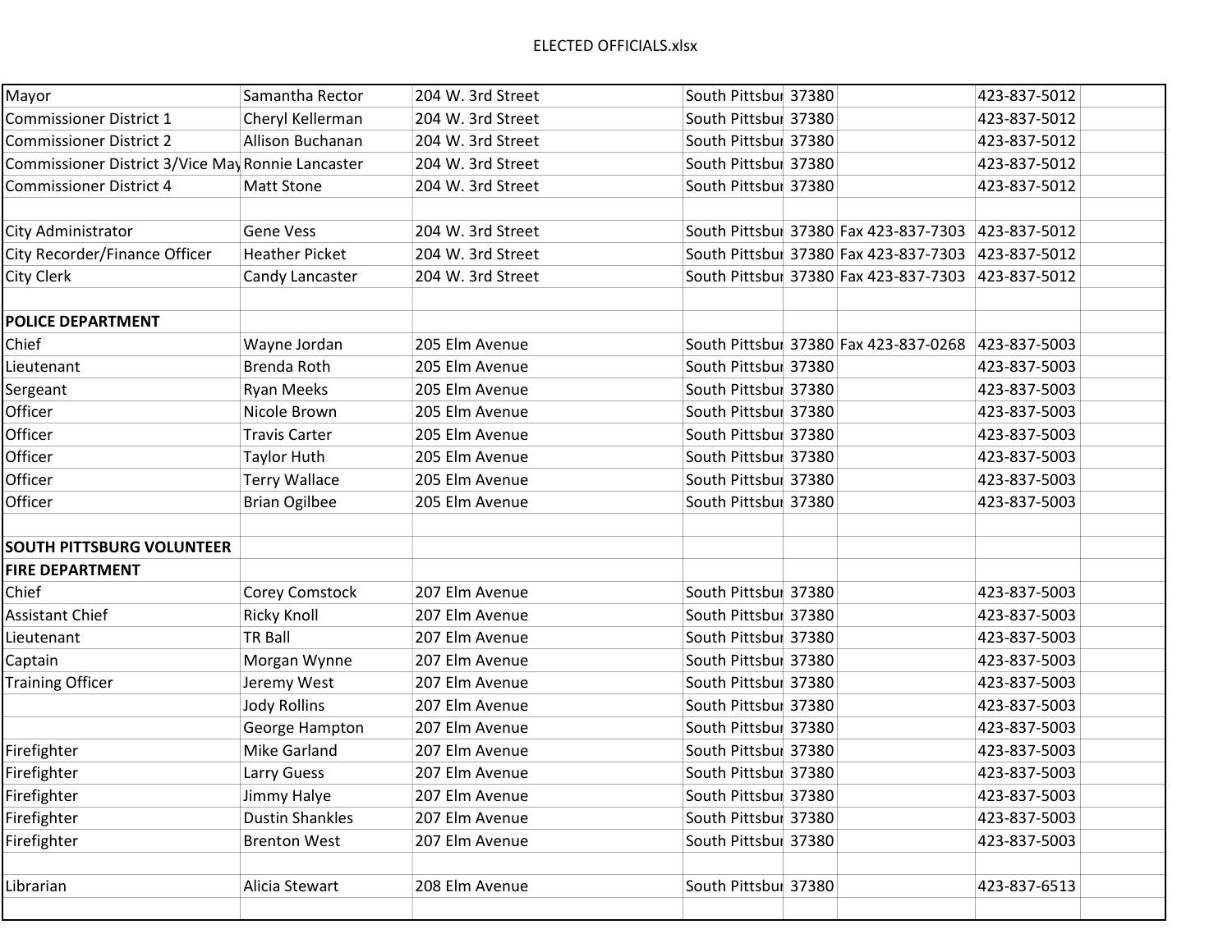ELECTED OFFICIALS.xlsx

| | | | | | | | |
|---|---|---|---|---|---|---|---|
| Mayor | Samantha Rector | 204 W. 3rd Street | South Pittsbur | 37380 | | 423-837-5012 | |
| Commissioner District 1 | Cheryl Kellerman | 204 W. 3rd Street | South Pittsbur | 37380 | | 423-837-5012 | |
| Commissioner District 2 | Allison Buchanan | 204 W. 3rd Street | South Pittsbur | 37380 | | 423-837-5012 | |
| Commissioner District 3/Vice May | Ronnie Lancaster | 204 W. 3rd Street | South Pittsbur | 37380 | | 423-837-5012 | |
| Commissioner District 4 | Matt Stone | 204 W. 3rd Street | South Pittsbur | 37380 | | 423-837-5012 | |
| | | | | | | | |
| City Administrator | Gene Vess | 204 W. 3rd Street | South Pittsbur | 37380 | Fax 423-837-7303 | 423-837-5012 | |
| City Recorder/Finance Officer | Heather Picket | 204 W. 3rd Street | South Pittsbur | 37380 | Fax 423-837-7303 | 423-837-5012 | |
| City Clerk | Candy Lancaster | 204 W. 3rd Street | South Pittsbur | 37380 | Fax 423-837-7303 | 423-837-5012 | |
| | | | | | | | |
| **POLICE DEPARTMENT** | | | | | | | |
| Chief | Wayne Jordan | 205 Elm Avenue | South Pittsbur | 37380 | Fax 423-837-0268 | 423-837-5003 | |
| Lieutenant | Brenda Roth | 205 Elm Avenue | South Pittsbur | 37380 | | 423-837-5003 | |
| Sergeant | Ryan Meeks | 205 Elm Avenue | South Pittsbur | 37380 | | 423-837-5003 | |
| Officer | Nicole Brown | 205 Elm Avenue | South Pittsbur | 37380 | | 423-837-5003 | |
| Officer | Travis Carter | 205 Elm Avenue | South Pittsbur | 37380 | | 423-837-5003 | |
| Officer | Taylor Huth | 205 Elm Avenue | South Pittsbur | 37380 | | 423-837-5003 | |
| Officer | Terry Wallace | 205 Elm Avenue | South Pittsbur | 37380 | | 423-837-5003 | |
| Officer | Brian Ogilbee | 205 Elm Avenue | South Pittsbur | 37380 | | 423-837-5003 | |
| | | | | | | | |
| **SOUTH PITTSBURG VOLUNTEER** | | | | | | | |
| **FIRE DEPARTMENT** | | | | | | | |
| Chief | Corey Comstock | 207 Elm Avenue | South Pittsbur | 37380 | | 423-837-5003 | |
| Assistant Chief | Ricky Knoll | 207 Elm Avenue | South Pittsbur | 37380 | | 423-837-5003 | |
| Lieutenant | TR Ball | 207 Elm Avenue | South Pittsbur | 37380 | | 423-837-5003 | |
| Captain | Morgan Wynne | 207 Elm Avenue | South Pittsbur | 37380 | | 423-837-5003 | |
| Training Officer | Jeremy West | 207 Elm Avenue | South Pittsbur | 37380 | | 423-837-5003 | |
| | Jody Rollins | 207 Elm Avenue | South Pittsbur | 37380 | | 423-837-5003 | |
| | George Hampton | 207 Elm Avenue | South Pittsbur | 37380 | | 423-837-5003 | |
| Firefighter | Mike Garland | 207 Elm Avenue | South Pittsbur | 37380 | | 423-837-5003 | |
| Firefighter | Larry Guess | 207 Elm Avenue | South Pittsbur | 37380 | | 423-837-5003 | |
| Firefighter | Jimmy Halye | 207 Elm Avenue | South Pittsbur | 37380 | | 423-837-5003 | |
| Firefighter | Dustin Shankles | 207 Elm Avenue | South Pittsbur | 37380 | | 423-837-5003 | |
| Firefighter | Brenton West | 207 Elm Avenue | South Pittsbur | 37380 | | 423-837-5003 | |
| | | | | | | | |
| Librarian | Alicia Stewart | 208 Elm Avenue | South Pittsbur | 37380 | | 423-837-6513 | |
| | | | | | | | |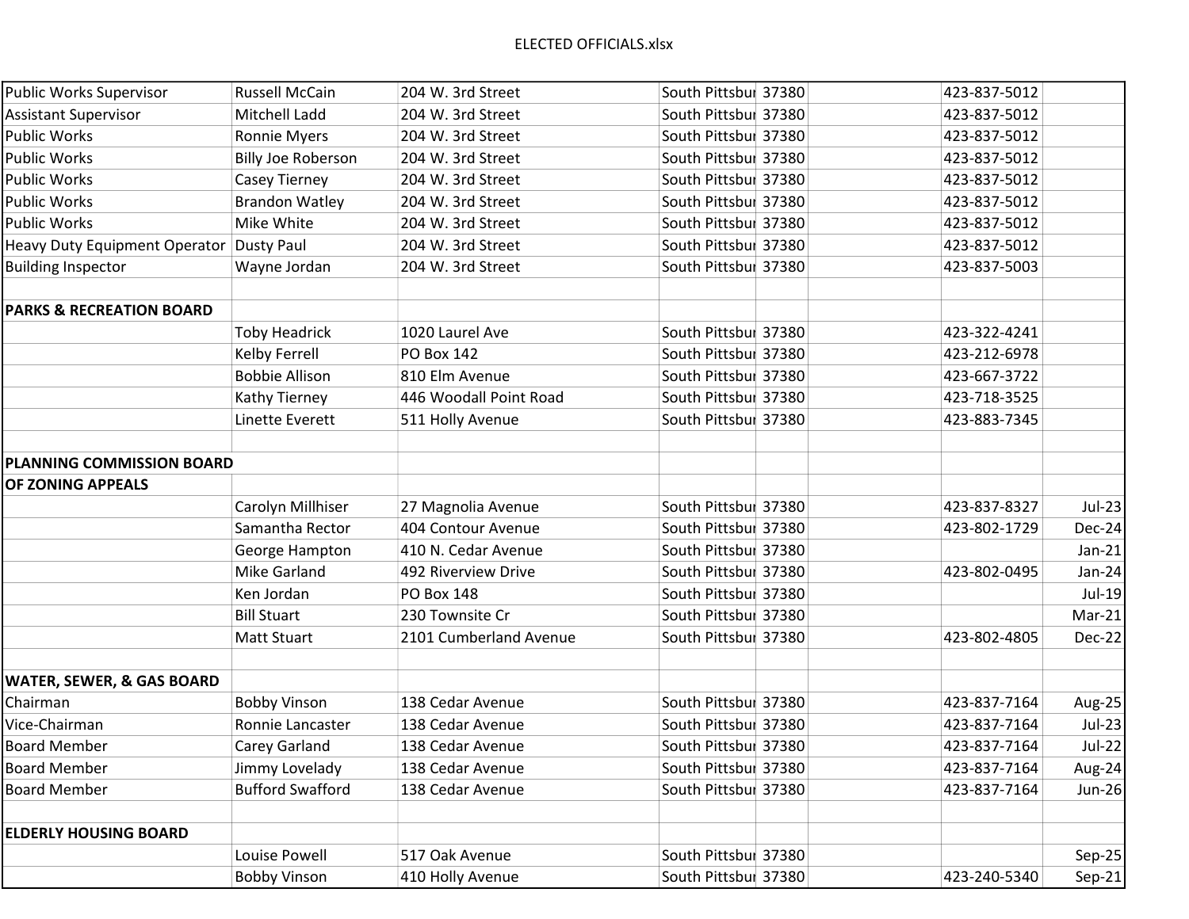| | | | | | | | |
|---|---|---|---|---|---|---|---|
| Public Works Supervisor | Russell McCain | 204 W. 3rd Street | South Pittsbur | 37380 | | 423-837-5012 | |
| Assistant Supervisor | Mitchell Ladd | 204 W. 3rd Street | South Pittsbur | 37380 | | 423-837-5012 | |
| Public Works | Ronnie Myers | 204 W. 3rd Street | South Pittsbur | 37380 | | 423-837-5012 | |
| Public Works | Billy Joe Roberson | 204 W. 3rd Street | South Pittsbur | 37380 | | 423-837-5012 | |
| Public Works | Casey Tierney | 204 W. 3rd Street | South Pittsbur | 37380 | | 423-837-5012 | |
| Public Works | Brandon Watley | 204 W. 3rd Street | South Pittsbur | 37380 | | 423-837-5012 | |
| Public Works | Mike White | 204 W. 3rd Street | South Pittsbur | 37380 | | 423-837-5012 | |
| Heavy Duty Equipment Operator | Dusty Paul | 204 W. 3rd Street | South Pittsbur | 37380 | | 423-837-5012 | |
| Building Inspector | Wayne Jordan | 204 W. 3rd Street | South Pittsbur | 37380 | | 423-837-5003 | |
| | | | | | | | |
| **PARKS & RECREATION BOARD** | | | | | | | |
| | Toby Headrick | 1020 Laurel Ave | South Pittsbur | 37380 | | 423-322-4241 | |
| | Kelby Ferrell | PO Box 142 | South Pittsbur | 37380 | | 423-212-6978 | |
| | Bobbie Allison | 810 Elm Avenue | South Pittsbur | 37380 | | 423-667-3722 | |
| | Kathy Tierney | 446 Woodall Point Road | South Pittsbur | 37380 | | 423-718-3525 | |
| | Linette Everett | 511 Holly Avenue | South Pittsbur | 37380 | | 423-883-7345 | |
| | | | | | | | |
| **PLANNING COMMISSION BOARD** | | | | | | | |
| **OF ZONING APPEALS** | | | | | | | |
| | Carolyn Millhiser | 27 Magnolia Avenue | South Pittsbur | 37380 | | 423-837-8327 | Jul-23 |
| | Samantha Rector | 404 Contour Avenue | South Pittsbur | 37380 | | 423-802-1729 | Dec-24 |
| | George Hampton | 410 N. Cedar Avenue | South Pittsbur | 37380 | | | Jan-21 |
| | Mike Garland | 492 Riverview Drive | South Pittsbur | 37380 | | 423-802-0495 | Jan-24 |
| | Ken Jordan | PO Box 148 | South Pittsbur | 37380 | | | Jul-19 |
| | Bill Stuart | 230 Townsite Cr | South Pittsbur | 37380 | | | Mar-21 |
| | Matt Stuart | 2101 Cumberland Avenue | South Pittsbur | 37380 | | 423-802-4805 | Dec-22 |
| | | | | | | | |
| **WATER, SEWER, & GAS BOARD** | | | | | | | |
| Chairman | Bobby Vinson | 138 Cedar Avenue | South Pittsbur | 37380 | | 423-837-7164 | Aug-25 |
| Vice-Chairman | Ronnie Lancaster | 138 Cedar Avenue | South Pittsbur | 37380 | | 423-837-7164 | Jul-23 |
| Board Member | Carey Garland | 138 Cedar Avenue | South Pittsbur | 37380 | | 423-837-7164 | Jul-22 |
| Board Member | Jimmy Lovelady | 138 Cedar Avenue | South Pittsbur | 37380 | | 423-837-7164 | Aug-24 |
| Board Member | Bufford Swafford | 138 Cedar Avenue | South Pittsbur | 37380 | | 423-837-7164 | Jun-26 |
| | | | | | | | |
| **ELDERLY HOUSING BOARD** | | | | | | | |
| | Louise Powell | 517 Oak Avenue | South Pittsbur | 37380 | | | Sep-25 |
| | Bobby Vinson | 410 Holly Avenue | South Pittsbur | 37380 | | 423-240-5340 | Sep-21 |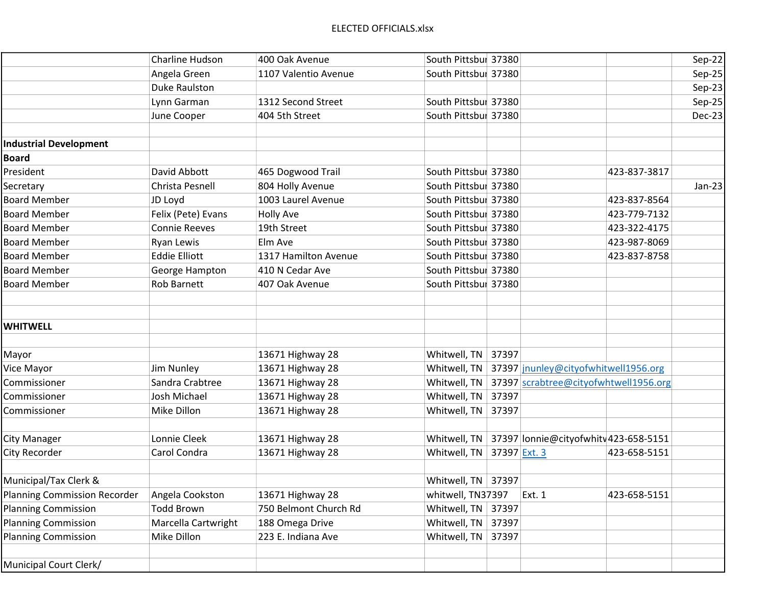ELECTED OFFICIALS.xlsx

| | | | | | | | |
|---|---|---|---|---|---|---|---|
| | Charline Hudson | 400 Oak Avenue | South Pittsbu | 37380 | | | Sep-22 |
| | Angela Green | 1107 Valentio Avenue | South Pittsbu | 37380 | | | Sep-25 |
| | Duke Raulston | | | | | | Sep-23 |
| | Lynn Garman | 1312 Second Street | South Pittsbu | 37380 | | | Sep-25 |
| | June Cooper | 404 5th Street | South Pittsbu | 37380 | | | Dec-23 |
| | | | | | | | |
| **Industrial Development** | | | | | | | |
| **Board** | | | | | | | |
| President | David Abbott | 465 Dogwood Trail | South Pittsbu | 37380 | | 423-837-3817 | |
| Secretary | Christa Pesnell | 804 Holly Avenue | South Pittsbu | 37380 | | | Jan-23 |
| Board Member | JD Loyd | 1003 Laurel Avenue | South Pittsbu | 37380 | | 423-837-8564 | |
| Board Member | Felix (Pete) Evans | Holly Ave | South Pittsbu | 37380 | | 423-779-7132 | |
| Board Member | Connie Reeves | 19th Street | South Pittsbu | 37380 | | 423-322-4175 | |
| Board Member | Ryan Lewis | Elm Ave | South Pittsbu | 37380 | | 423-987-8069 | |
| Board Member | Eddie Elliott | 1317 Hamilton Avenue | South Pittsbu | 37380 | | 423-837-8758 | |
| Board Member | George Hampton | 410 N Cedar Ave | South Pittsbu | 37380 | | | |
| Board Member | Rob Barnett | 407 Oak Avenue | South Pittsbu | 37380 | | | |
| | | | | | | | |
| | | | | | | | |
| **WHITWELL** | | | | | | | |
| | | | | | | | |
| Mayor | | 13671 Highway 28 | Whitwell, TN | 37397 | | | |
| Vice Mayor | Jim Nunley | 13671 Highway 28 | Whitwell, TN | 37397 | jnunley@cityofwhitwell1956.org | | |
| Commissioner | Sandra Crabtree | 13671 Highway 28 | Whitwell, TN | 37397 | scrabtree@cityofwhtwell1956.org | | |
| Commissioner | Josh Michael | 13671 Highway 28 | Whitwell, TN | 37397 | | | |
| Commissioner | Mike Dillon | 13671 Highway 28 | Whitwell, TN | 37397 | | | |
| | | | | | | | |
| City Manager | Lonnie Cleek | 13671 Highway 28 | Whitwell, TN | 37397 | lonnie@cityofwhitv | 423-658-5151 | |
| City Recorder | Carol Condra | 13671 Highway 28 | Whitwell, TN | 37397 | Ext. 3 | 423-658-5151 | |
| | | | | | | | |
| Municipal/Tax Clerk & | | | Whitwell, TN | 37397 | | | |
| Planning Commission Recorder | Angela Cookston | 13671 Highway 28 | whitwell, TN37397 | | Ext. 1 | 423-658-5151 | |
| Planning Commission | Todd Brown | 750 Belmont Church Rd | Whitwell, TN | 37397 | | | |
| Planning Commission | Marcella Cartwright | 188 Omega Drive | Whitwell, TN | 37397 | | | |
| Planning Commission | Mike Dillon | 223 E. Indiana Ave | Whitwell, TN | 37397 | | | |
| | | | | | | | |
| Municipal Court Clerk/ | | | | | | | |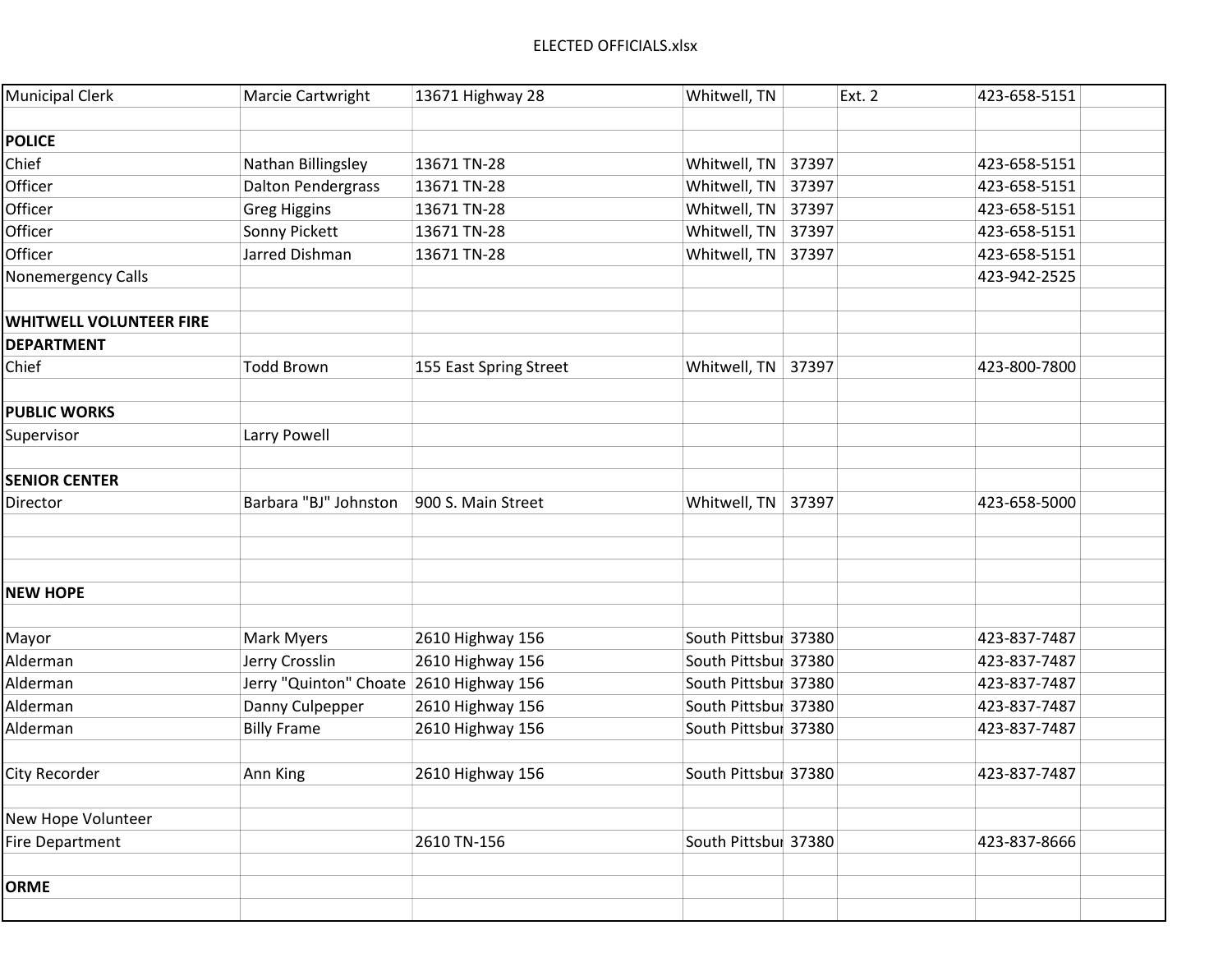ELECTED OFFICIALS.xlsx

| | | | | | | | |
|---|---|---|---|---|---|---|---|
| Municipal Clerk | Marcie Cartwright | 13671 Highway 28 | Whitwell, TN | | Ext. 2 | 423-658-5151 | |
| | | | | | | | |
| **POLICE** | | | | | | | |
| Chief | Nathan Billingsley | 13671 TN-28 | Whitwell, TN | 37397 | | 423-658-5151 | |
| Officer | Dalton Pendergrass | 13671 TN-28 | Whitwell, TN | 37397 | | 423-658-5151 | |
| Officer | Greg Higgins | 13671 TN-28 | Whitwell, TN | 37397 | | 423-658-5151 | |
| Officer | Sonny Pickett | 13671 TN-28 | Whitwell, TN | 37397 | | 423-658-5151 | |
| Officer | Jarred Dishman | 13671 TN-28 | Whitwell, TN | 37397 | | 423-658-5151 | |
| Nonemergency Calls | | | | | | 423-942-2525 | |
| | | | | | | | |
| **WHITWELL VOLUNTEER FIRE** | | | | | | | |
| **DEPARTMENT** | | | | | | | |
| Chief | Todd Brown | 155 East Spring Street | Whitwell, TN | 37397 | | 423-800-7800 | |
| | | | | | | | |
| **PUBLIC WORKS** | | | | | | | |
| Supervisor | Larry Powell | | | | | | |
| | | | | | | | |
| **SENIOR CENTER** | | | | | | | |
| Director | Barbara "BJ" Johnston | 900 S. Main Street | Whitwell, TN | 37397 | | 423-658-5000 | |
| | | | | | | | |
| | | | | | | | |
| | | | | | | | |
| **NEW HOPE** | | | | | | | |
| | | | | | | | |
| Mayor | Mark Myers | 2610 Highway 156 | South Pittsbur | 37380 | | 423-837-7487 | |
| Alderman | Jerry Crosslin | 2610 Highway 156 | South Pittsbur | 37380 | | 423-837-7487 | |
| Alderman | Jerry "Quinton" Choate | 2610 Highway 156 | South Pittsbur | 37380 | | 423-837-7487 | |
| Alderman | Danny Culpepper | 2610 Highway 156 | South Pittsbur | 37380 | | 423-837-7487 | |
| Alderman | Billy Frame | 2610 Highway 156 | South Pittsbur | 37380 | | 423-837-7487 | |
| | | | | | | | |
| City Recorder | Ann King | 2610 Highway 156 | South Pittsbur | 37380 | | 423-837-7487 | |
| | | | | | | | |
| New Hope Volunteer | | | | | | | |
| Fire Department | | 2610 TN-156 | South Pittsbur | 37380 | | 423-837-8666 | |
| | | | | | | | |
| **ORME** | | | | | | | |
| | | | | | | | |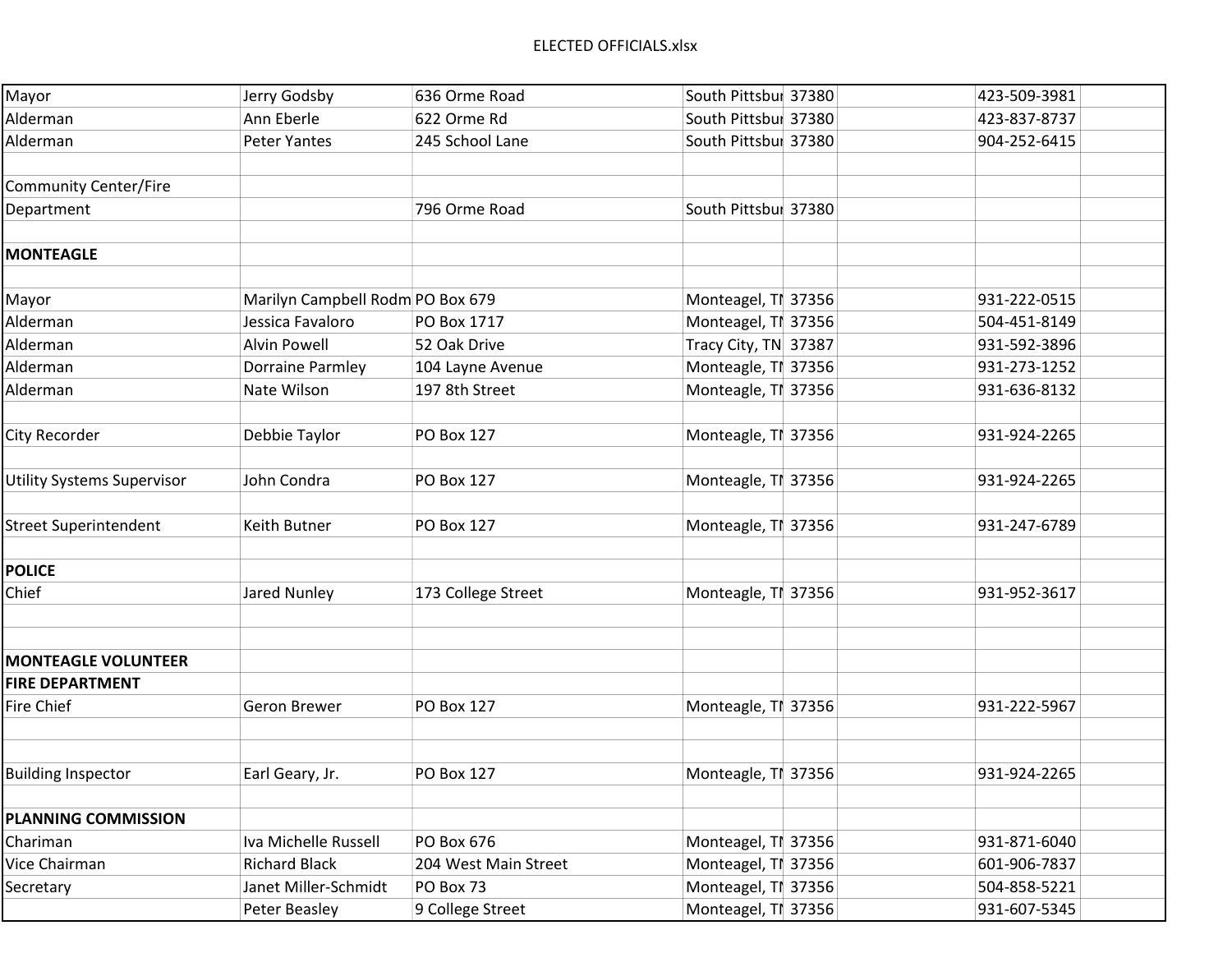ELECTED OFFICIALS.xlsx

| | | | | | | | |
|---|---|---|---|---|---|---|---|
| Mayor | Jerry Godsby | 636 Orme Road | South Pittsbur | 37380 | | 423-509-3981 | |
| Alderman | Ann Eberle | 622 Orme Rd | South Pittsbur | 37380 | | 423-837-8737 | |
| Alderman | Peter Yantes | 245 School Lane | South Pittsbur | 37380 | | 904-252-6415 | |
| | | | | | | | |
| Community Center/Fire | | | | | | | |
| Department | | 796 Orme Road | South Pittsbur | 37380 | | | |
| | | | | | | | |
| **MONTEAGLE** | | | | | | | |
| | | | | | | | |
| Mayor | Marilyn Campbell Rodm | PO Box 679 | Monteagel, TI | 37356 | | 931-222-0515 | |
| Alderman | Jessica Favaloro | PO Box 1717 | Monteagel, TI | 37356 | | 504-451-8149 | |
| Alderman | Alvin Powell | 52 Oak Drive | Tracy City, TN | 37387 | | 931-592-3896 | |
| Alderman | Dorraine Parmley | 104 Layne Avenue | Monteagle, TI | 37356 | | 931-273-1252 | |
| Alderman | Nate Wilson | 197 8th Street | Monteagle, TI | 37356 | | 931-636-8132 | |
| | | | | | | | |
| City Recorder | Debbie Taylor | PO Box 127 | Monteagle, TI | 37356 | | 931-924-2265 | |
| | | | | | | | |
| Utility Systems Supervisor | John Condra | PO Box 127 | Monteagle, TI | 37356 | | 931-924-2265 | |
| | | | | | | | |
| Street Superintendent | Keith Butner | PO Box 127 | Monteagle, TI | 37356 | | 931-247-6789 | |
| | | | | | | | |
| **POLICE** | | | | | | | |
| Chief | Jared Nunley | 173 College Street | Monteagle, TI | 37356 | | 931-952-3617 | |
| | | | | | | | |
| | | | | | | | |
| **MONTEAGLE VOLUNTEER** | | | | | | | |
| **FIRE DEPARTMENT** | | | | | | | |
| Fire Chief | Geron Brewer | PO Box 127 | Monteagle, TI | 37356 | | 931-222-5967 | |
| | | | | | | | |
| | | | | | | | |
| Building Inspector | Earl Geary, Jr. | PO Box 127 | Monteagle, TI | 37356 | | 931-924-2265 | |
| | | | | | | | |
| **PLANNING COMMISSION** | | | | | | | |
| Chariman | Iva Michelle Russell | PO Box 676 | Monteagel, TI | 37356 | | 931-871-6040 | |
| Vice Chairman | Richard Black | 204 West Main Street | Monteagel, TI | 37356 | | 601-906-7837 | |
| Secretary | Janet Miller-Schmidt | PO Box 73 | Monteagel, TI | 37356 | | 504-858-5221 | |
| | Peter Beasley | 9 College Street | Monteagel, TI | 37356 | | 931-607-5345 | |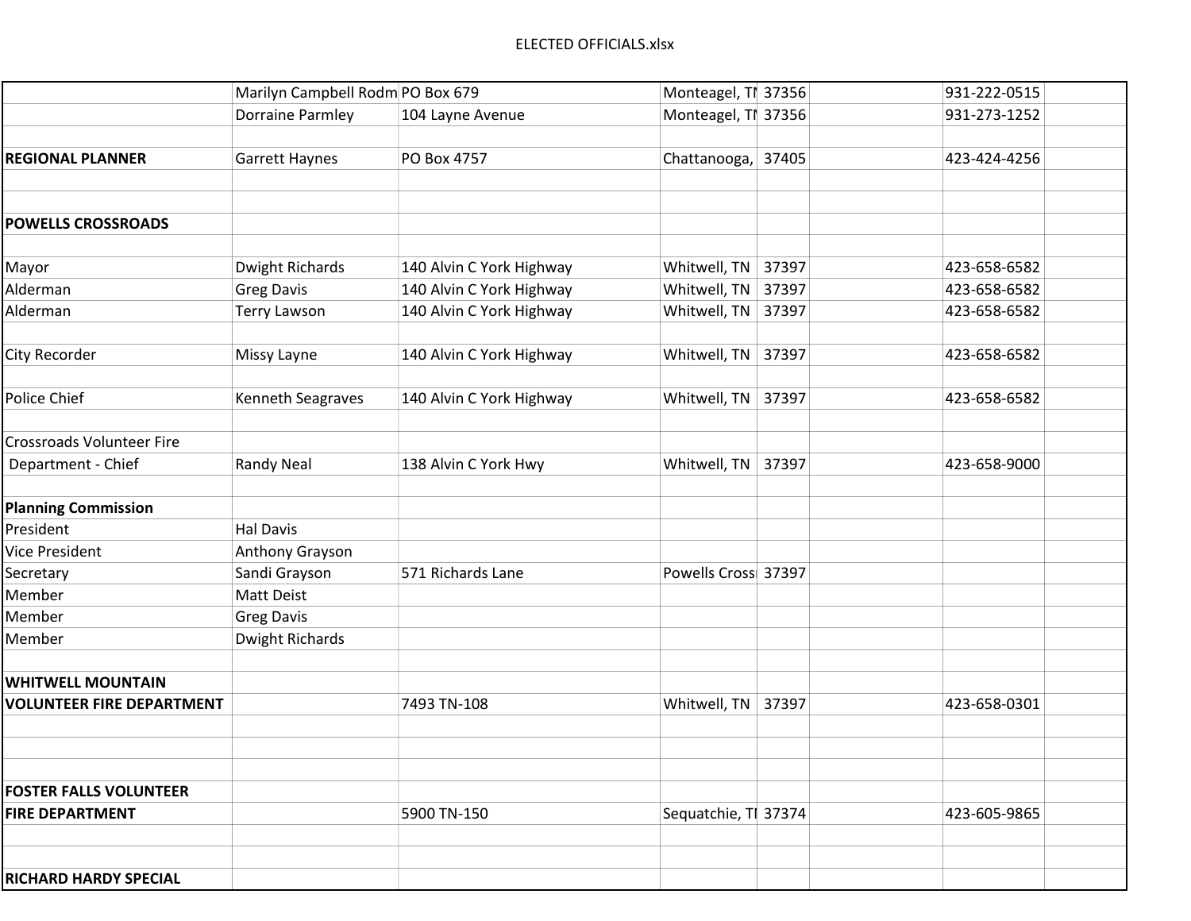ELECTED OFFICIALS.xlsx

| | | | | | | | |
|---|---|---|---|---|---|---|---|
| | Marilyn Campbell Rodm | PO Box 679 | Monteagel, TI | 37356 | | 931-222-0515 | |
| | Dorraine Parmley | 104 Layne Avenue | Monteagel, TI | 37356 | | 931-273-1252 | |
| | | | | | | | |
| **REGIONAL PLANNER** | Garrett Haynes | PO Box 4757 | Chattanooga, | 37405 | | 423-424-4256 | |
| | | | | | | | |
| | | | | | | | |
| **POWELLS CROSSROADS** | | | | | | | |
| | | | | | | | |
| Mayor | Dwight Richards | 140 Alvin C York Highway | Whitwell, TN | 37397 | | 423-658-6582 | |
| Alderman | Greg Davis | 140 Alvin C York Highway | Whitwell, TN | 37397 | | 423-658-6582 | |
| Alderman | Terry Lawson | 140 Alvin C York Highway | Whitwell, TN | 37397 | | 423-658-6582 | |
| | | | | | | | |
| City Recorder | Missy Layne | 140 Alvin C York Highway | Whitwell, TN | 37397 | | 423-658-6582 | |
| | | | | | | | |
| Police Chief | Kenneth Seagraves | 140 Alvin C York Highway | Whitwell, TN | 37397 | | 423-658-6582 | |
| | | | | | | | |
| Crossroads Volunteer Fire | | | | | | | |
| Department - Chief | Randy Neal | 138 Alvin C York Hwy | Whitwell, TN | 37397 | | 423-658-9000 | |
| | | | | | | | |
| **Planning Commission** | | | | | | | |
| President | Hal Davis | | | | | | |
| Vice President | Anthony Grayson | | | | | | |
| Secretary | Sandi Grayson | 571 Richards Lane | Powells Cross | 37397 | | | |
| Member | Matt Deist | | | | | | |
| Member | Greg Davis | | | | | | |
| Member | Dwight Richards | | | | | | |
| | | | | | | | |
| **WHITWELL MOUNTAIN** | | | | | | | |
| **VOLUNTEER FIRE DEPARTMENT** | | 7493 TN-108 | Whitwell, TN | 37397 | | 423-658-0301 | |
| | | | | | | | |
| | | | | | | | |
| | | | | | | | |
| **FOSTER FALLS VOLUNTEER** | | | | | | | |
| **FIRE DEPARTMENT** | | 5900 TN-150 | Sequatchie, TI | 37374 | | 423-605-9865 | |
| | | | | | | | |
| | | | | | | | |
| **RICHARD HARDY SPECIAL** | | | | | | | |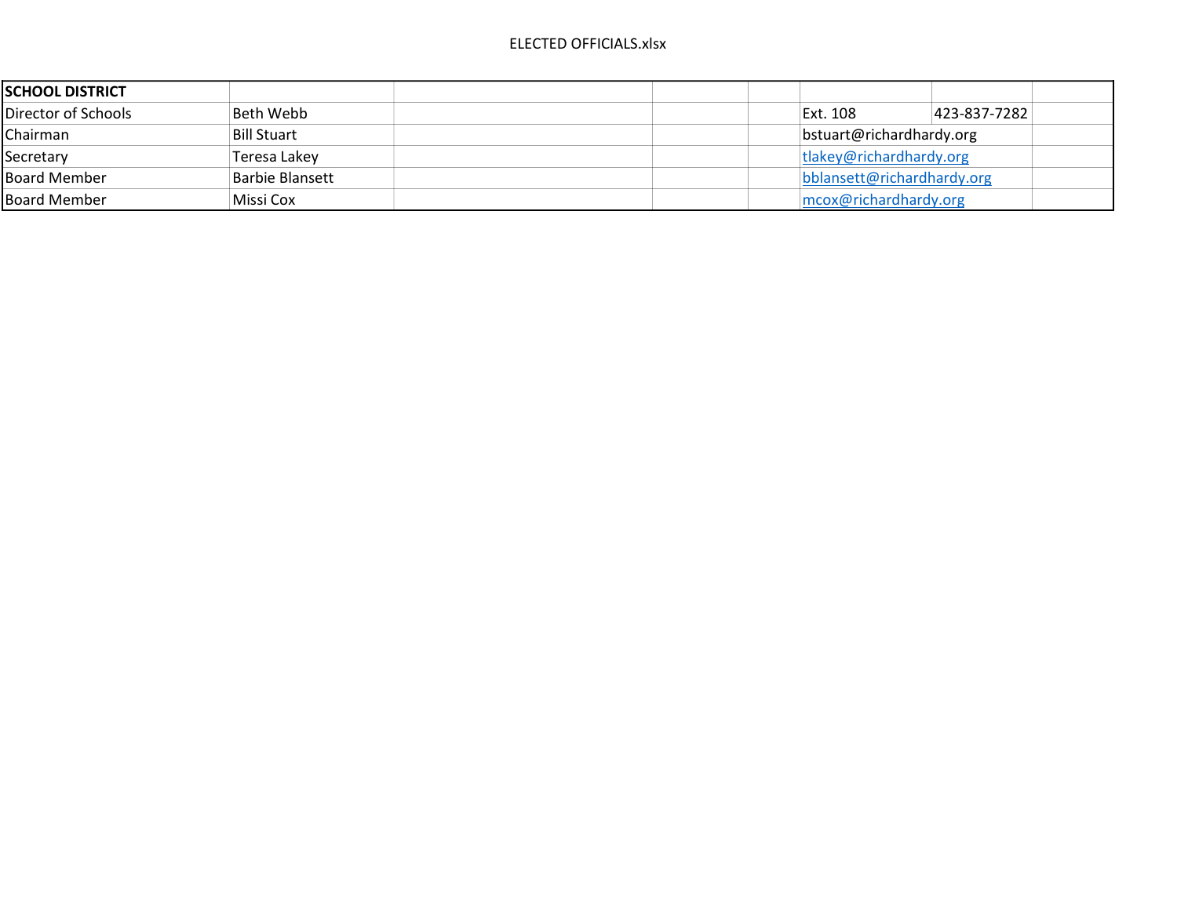| | | | | | | | |
|---|---|---|---|---|---|---|---|
| **SCHOOL DISTRICT** | | | | | | | |
| Director of Schools | Beth Webb | | | | Ext. 108 | 423-837-7282 | |
| Chairman | Bill Stuart | | | | bstuart@richardhardy.org | | |
| Secretary | Teresa Lakey | | | | tlakey@richardhardy.org | | |
| Board Member | Barbie Blansett | | | | bblansett@richardhardy.org | | |
| Board Member | Missi Cox | | | | mcox@richardhardy.org | | |